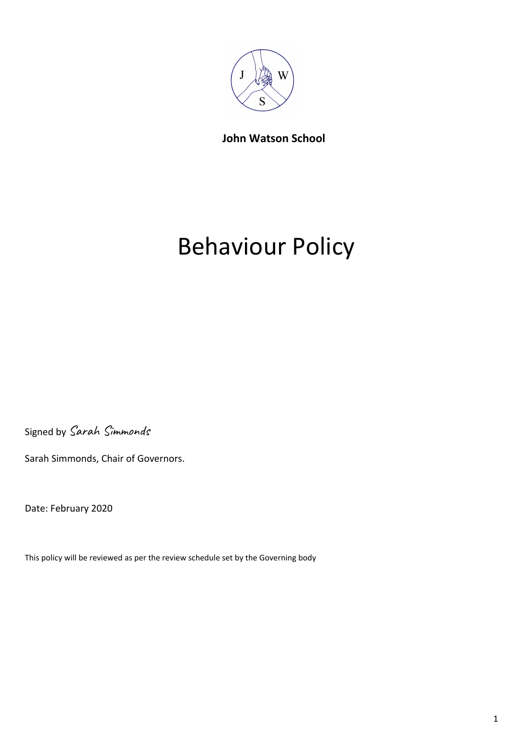**John Watson School**

# Behaviour Policy

Signed by *Sarah Simmonds*

Sarah Simmonds, Chair of Governors.

Date: February 2020

This policy will be reviewed as per the review schedule set by the Governing body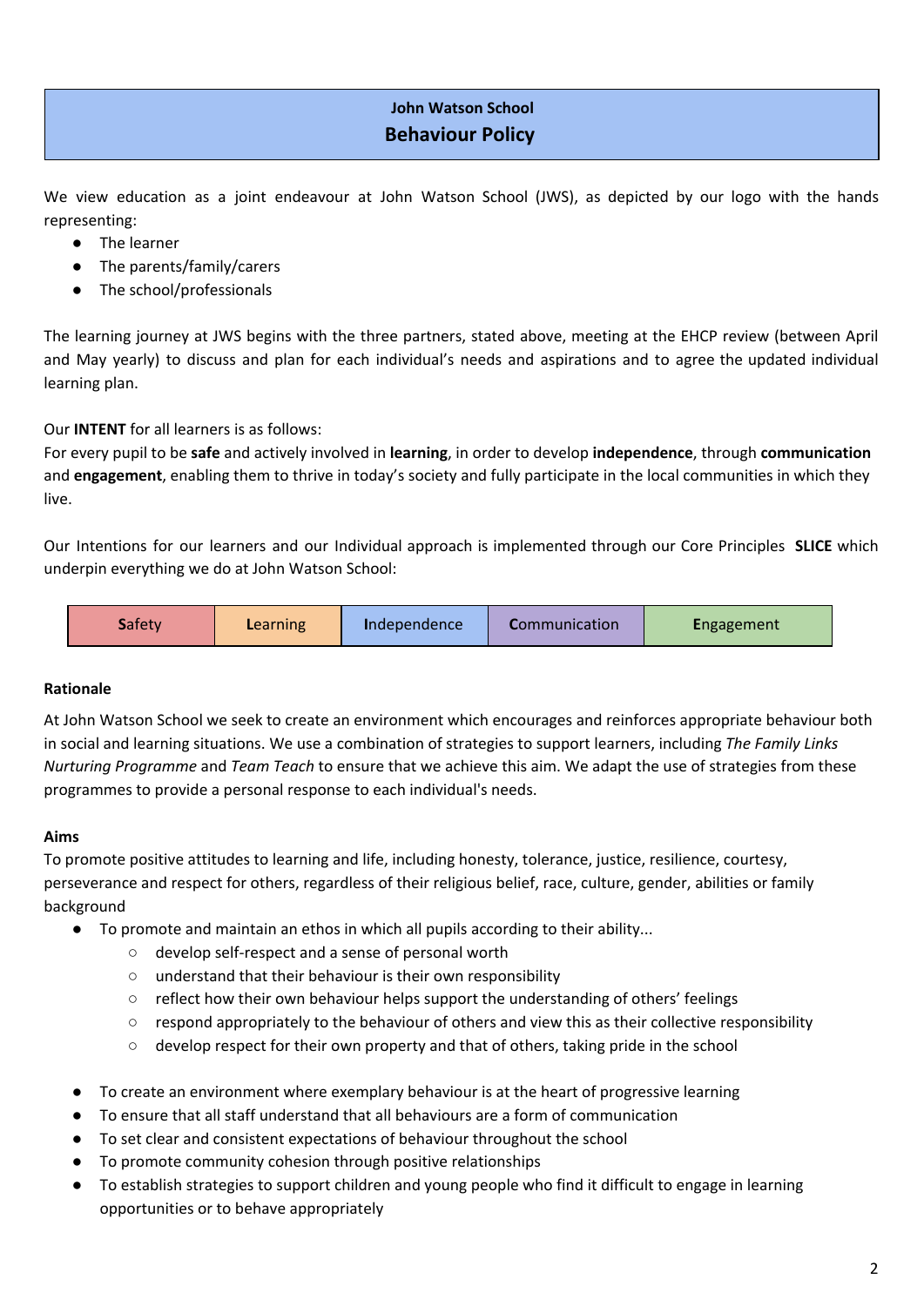**John Watson School**

# Behaviour Policy

We view education as a joint endeavour at John Watson School (JWS), as depicted by our logo with the hands representing:

- The learner
- The parents/family/carers
- The school/professionals

The learning journey at JWS begins with the three partners, stated above, meeting at the EHCP review (between April and May yearly) to discuss and plan for each individual's needs and aspirations and to agree the updated individual learning plan.

Our **INTENT** for all learners is as follows:
For every pupil to be **safe** and actively involved in **learning**, in order to develop **independence**, through **communication** and **engagement**, enabling them to thrive in today's society and fully participate in the local communities in which they live.

Our Intentions for our learners and our Individual approach is implemented through our Core Principles **SLICE** which underpin everything we do at John Watson School:

| **S**afety | **L**earning | **I**ndependence | **C**ommunication | **E**ngagement |
|---|---|---|---|---|

**Rationale**

At John Watson School we seek to create an environment which encourages and reinforces appropriate behaviour both in social and learning situations. We use a combination of strategies to support learners, including *The Family Links Nurturing Programme* and *Team Teach* to ensure that we achieve this aim. We adapt the use of strategies from these programmes to provide a personal response to each individual's needs.

**Aims**

To promote positive attitudes to learning and life, including honesty, tolerance, justice, resilience, courtesy, perseverance and respect for others, regardless of their religious belief, race, culture, gender, abilities or family background

- To promote and maintain an ethos in which all pupils according to their ability...
  - develop self-respect and a sense of personal worth
  - understand that their behaviour is their own responsibility
  - reflect how their own behaviour helps support the understanding of others' feelings
  - respond appropriately to the behaviour of others and view this as their collective responsibility
  - develop respect for their own property and that of others, taking pride in the school

- To create an environment where exemplary behaviour is at the heart of progressive learning
- To ensure that all staff understand that all behaviours are a form of communication
- To set clear and consistent expectations of behaviour throughout the school
- To promote community cohesion through positive relationships
- To establish strategies to support children and young people who find it difficult to engage in learning opportunities or to behave appropriately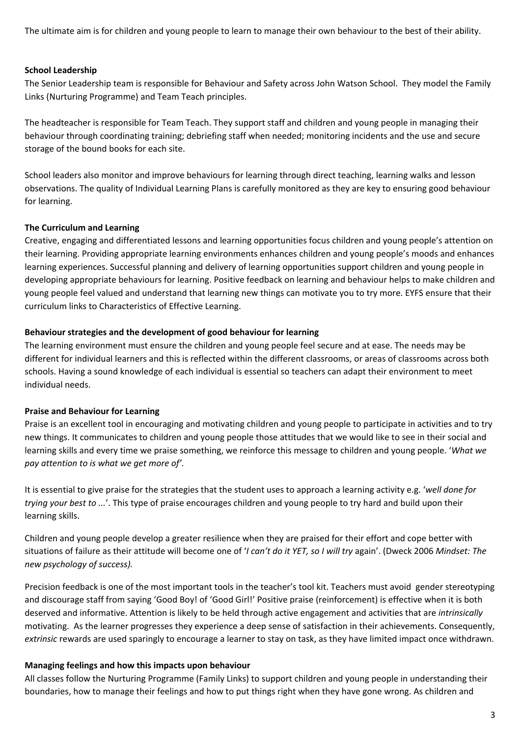The ultimate aim is for children and young people to learn to manage their own behaviour to the best of their ability.

**School Leadership**

The Senior Leadership team is responsible for Behaviour and Safety across John Watson School. They model the Family Links (Nurturing Programme) and Team Teach principles.

The headteacher is responsible for Team Teach. They support staff and children and young people in managing their behaviour through coordinating training; debriefing staff when needed; monitoring incidents and the use and secure storage of the bound books for each site.

School leaders also monitor and improve behaviours for learning through direct teaching, learning walks and lesson observations. The quality of Individual Learning Plans is carefully monitored as they are key to ensuring good behaviour for learning.

**The Curriculum and Learning**

Creative, engaging and differentiated lessons and learning opportunities focus children and young people's attention on their learning. Providing appropriate learning environments enhances children and young people's moods and enhances learning experiences. Successful planning and delivery of learning opportunities support children and young people in developing appropriate behaviours for learning. Positive feedback on learning and behaviour helps to make children and young people feel valued and understand that learning new things can motivate you to try more. EYFS ensure that their curriculum links to Characteristics of Effective Learning.

**Behaviour strategies and the development of good behaviour for learning**

The learning environment must ensure the children and young people feel secure and at ease. The needs may be different for individual learners and this is reflected within the different classrooms, or areas of classrooms across both schools. Having a sound knowledge of each individual is essential so teachers can adapt their environment to meet individual needs.

**Praise and Behaviour for Learning**

Praise is an excellent tool in encouraging and motivating children and young people to participate in activities and to try new things. It communicates to children and young people those attitudes that we would like to see in their social and learning skills and every time we praise something, we reinforce this message to children and young people. '*What we pay attention to is what we get more of*'.

It is essential to give praise for the strategies that the student uses to approach a learning activity e.g. '*well done for trying your best to ...*'. This type of praise encourages children and young people to try hard and build upon their learning skills.

Children and young people develop a greater resilience when they are praised for their effort and cope better with situations of failure as their attitude will become one of '*I can't do it YET, so I will try* again'. (Dweck 2006 *Mindset: The new psychology of success).*

Precision feedback is one of the most important tools in the teacher's tool kit. Teachers must avoid gender stereotyping and discourage staff from saying 'Good Boy! of 'Good Girl!' Positive praise (reinforcement) is effective when it is both deserved and informative. Attention is likely to be held through active engagement and activities that are *intrinsically* motivating. As the learner progresses they experience a deep sense of satisfaction in their achievements. Consequently, *extrinsic* rewards are used sparingly to encourage a learner to stay on task, as they have limited impact once withdrawn.

**Managing feelings and how this impacts upon behaviour**

All classes follow the Nurturing Programme (Family Links) to support children and young people in understanding their boundaries, how to manage their feelings and how to put things right when they have gone wrong. As children and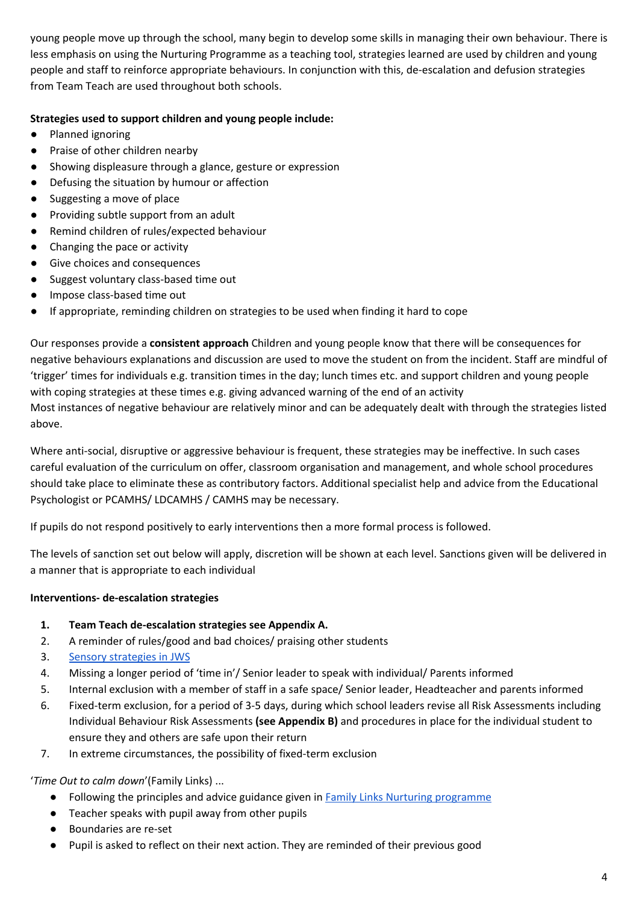young people move up through the school, many begin to develop some skills in managing their own behaviour. There is less emphasis on using the Nurturing Programme as a teaching tool, strategies learned are used by children and young people and staff to reinforce appropriate behaviours. In conjunction with this, de-escalation and defusion strategies from Team Teach are used throughout both schools.

**Strategies used to support children and young people include:**

- Planned ignoring
- Praise of other children nearby
- Showing displeasure through a glance, gesture or expression
- Defusing the situation by humour or affection
- Suggesting a move of place
- Providing subtle support from an adult
- Remind children of rules/expected behaviour
- Changing the pace or activity
- Give choices and consequences
- Suggest voluntary class-based time out
- Impose class-based time out
- If appropriate, reminding children on strategies to be used when finding it hard to cope

Our responses provide a **consistent approach** Children and young people know that there will be consequences for negative behaviours explanations and discussion are used to move the student on from the incident. Staff are mindful of 'trigger' times for individuals e.g. transition times in the day; lunch times etc. and support children and young people with coping strategies at these times e.g. giving advanced warning of the end of an activity
Most instances of negative behaviour are relatively minor and can be adequately dealt with through the strategies listed above.

Where anti-social, disruptive or aggressive behaviour is frequent, these strategies may be ineffective. In such cases careful evaluation of the curriculum on offer, classroom organisation and management, and whole school procedures should take place to eliminate these as contributory factors. Additional specialist help and advice from the Educational Psychologist or PCAMHS/ LDCAMHS / CAMHS may be necessary.

If pupils do not respond positively to early interventions then a more formal process is followed.

The levels of sanction set out below will apply, discretion will be shown at each level. Sanctions given will be delivered in a manner that is appropriate to each individual

**Interventions- de-escalation strategies**

1. **Team Teach de-escalation strategies see Appendix A.**
2. A reminder of rules/good and bad choices/ praising other students
3. Sensory strategies in JWS
4. Missing a longer period of 'time in'/ Senior leader to speak with individual/ Parents informed
5. Internal exclusion with a member of staff in a safe space/ Senior leader, Headteacher and parents informed
6. Fixed-term exclusion, for a period of 3-5 days, during which school leaders revise all Risk Assessments including Individual Behaviour Risk Assessments **(see Appendix B)** and procedures in place for the individual student to ensure they and others are safe upon their return
7. In extreme circumstances, the possibility of fixed-term exclusion

'*Time Out to calm down*'(Family Links) ...

- Following the principles and advice guidance given in Family Links Nurturing programme
- Teacher speaks with pupil away from other pupils
- Boundaries are re-set
- Pupil is asked to reflect on their next action. They are reminded of their previous good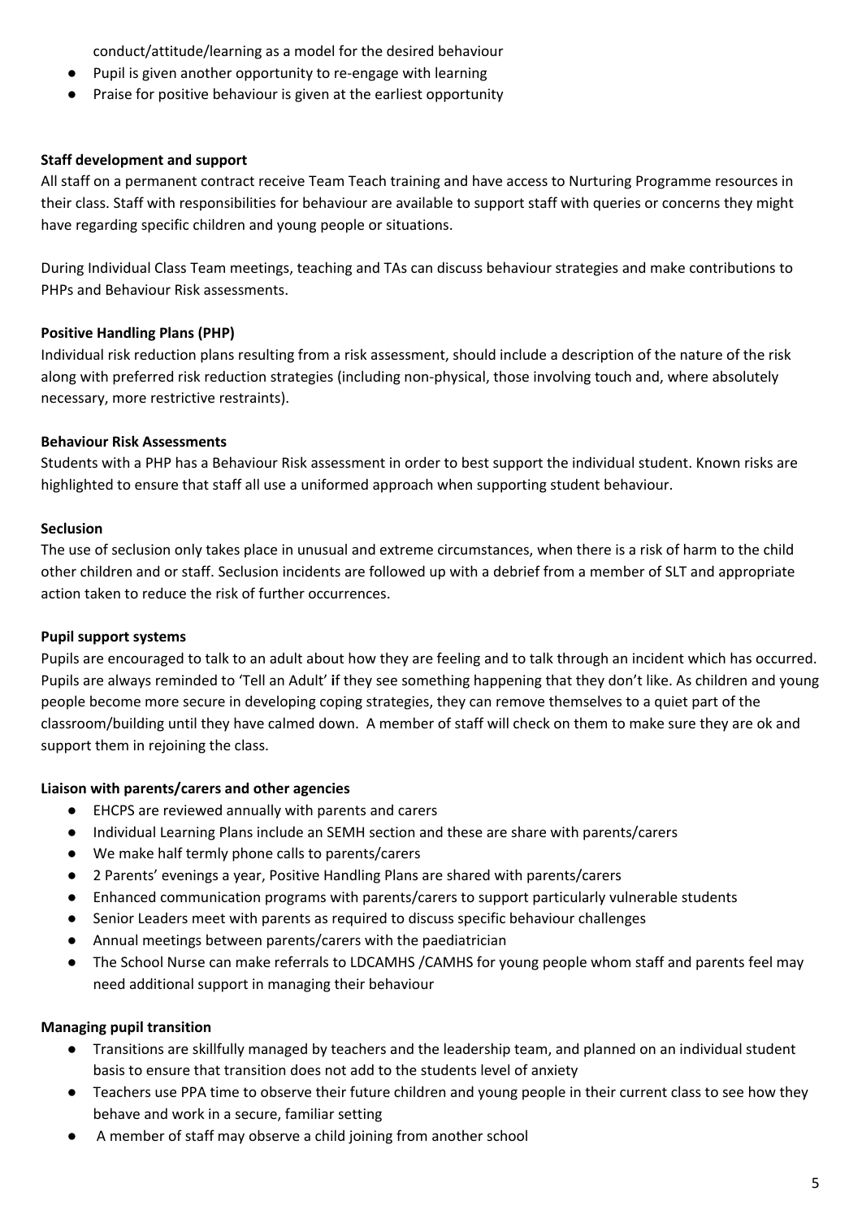conduct/attitude/learning as a model for the desired behaviour

- Pupil is given another opportunity to re-engage with learning
- Praise for positive behaviour is given at the earliest opportunity

**Staff development and support**

All staff on a permanent contract receive Team Teach training and have access to Nurturing Programme resources in their class. Staff with responsibilities for behaviour are available to support staff with queries or concerns they might have regarding specific children and young people or situations.

During Individual Class Team meetings, teaching and TAs can discuss behaviour strategies and make contributions to PHPs and Behaviour Risk assessments.

**Positive Handling Plans (PHP)**

Individual risk reduction plans resulting from a risk assessment, should include a description of the nature of the risk along with preferred risk reduction strategies (including non-physical, those involving touch and, where absolutely necessary, more restrictive restraints).

**Behaviour Risk Assessments**

Students with a PHP has a Behaviour Risk assessment in order to best support the individual student. Known risks are highlighted to ensure that staff all use a uniformed approach when supporting student behaviour.

**Seclusion**

The use of seclusion only takes place in unusual and extreme circumstances, when there is a risk of harm to the child other children and or staff. Seclusion incidents are followed up with a debrief from a member of SLT and appropriate action taken to reduce the risk of further occurrences.

**Pupil support systems**

Pupils are encouraged to talk to an adult about how they are feeling and to talk through an incident which has occurred. Pupils are always reminded to 'Tell an Adult' if they see something happening that they don't like. As children and young people become more secure in developing coping strategies, they can remove themselves to a quiet part of the classroom/building until they have calmed down. A member of staff will check on them to make sure they are ok and support them in rejoining the class.

**Liaison with parents/carers and other agencies**

- EHCPS are reviewed annually with parents and carers
- Individual Learning Plans include an SEMH section and these are share with parents/carers
- We make half termly phone calls to parents/carers
- 2 Parents' evenings a year, Positive Handling Plans are shared with parents/carers
- Enhanced communication programs with parents/carers to support particularly vulnerable students
- Senior Leaders meet with parents as required to discuss specific behaviour challenges
- Annual meetings between parents/carers with the paediatrician
- The School Nurse can make referrals to LDCAMHS /CAMHS for young people whom staff and parents feel may need additional support in managing their behaviour

**Managing pupil transition**

- Transitions are skillfully managed by teachers and the leadership team, and planned on an individual student basis to ensure that transition does not add to the students level of anxiety
- Teachers use PPA time to observe their future children and young people in their current class to see how they behave and work in a secure, familiar setting
- A member of staff may observe a child joining from another school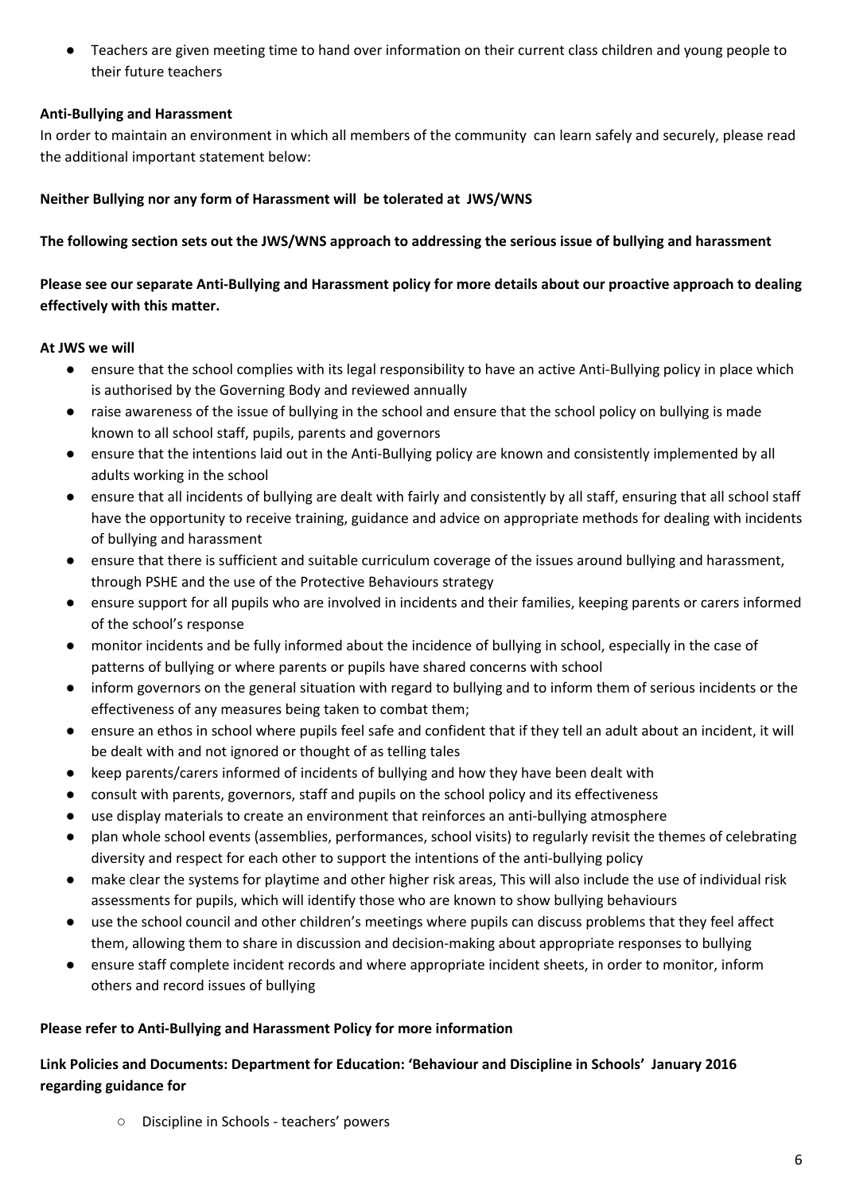- Teachers are given meeting time to hand over information on their current class children and young people to their future teachers

**Anti-Bullying and Harassment**

In order to maintain an environment in which all members of the community can learn safely and securely, please read the additional important statement below:

**Neither Bullying nor any form of Harassment will be tolerated at JWS/WNS**

**The following section sets out the JWS/WNS approach to addressing the serious issue of bullying and harassment**

**Please see our separate Anti-Bullying and Harassment policy for more details about our proactive approach to dealing effectively with this matter.**

**At JWS we will**

- ensure that the school complies with its legal responsibility to have an active Anti-Bullying policy in place which is authorised by the Governing Body and reviewed annually
- raise awareness of the issue of bullying in the school and ensure that the school policy on bullying is made known to all school staff, pupils, parents and governors
- ensure that the intentions laid out in the Anti-Bullying policy are known and consistently implemented by all adults working in the school
- ensure that all incidents of bullying are dealt with fairly and consistently by all staff, ensuring that all school staff have the opportunity to receive training, guidance and advice on appropriate methods for dealing with incidents of bullying and harassment
- ensure that there is sufficient and suitable curriculum coverage of the issues around bullying and harassment, through PSHE and the use of the Protective Behaviours strategy
- ensure support for all pupils who are involved in incidents and their families, keeping parents or carers informed of the school's response
- monitor incidents and be fully informed about the incidence of bullying in school, especially in the case of patterns of bullying or where parents or pupils have shared concerns with school
- inform governors on the general situation with regard to bullying and to inform them of serious incidents or the effectiveness of any measures being taken to combat them;
- ensure an ethos in school where pupils feel safe and confident that if they tell an adult about an incident, it will be dealt with and not ignored or thought of as telling tales
- keep parents/carers informed of incidents of bullying and how they have been dealt with
- consult with parents, governors, staff and pupils on the school policy and its effectiveness
- use display materials to create an environment that reinforces an anti-bullying atmosphere
- plan whole school events (assemblies, performances, school visits) to regularly revisit the themes of celebrating diversity and respect for each other to support the intentions of the anti-bullying policy
- make clear the systems for playtime and other higher risk areas, This will also include the use of individual risk assessments for pupils, which will identify those who are known to show bullying behaviours
- use the school council and other children's meetings where pupils can discuss problems that they feel affect them, allowing them to share in discussion and decision-making about appropriate responses to bullying
- ensure staff complete incident records and where appropriate incident sheets, in order to monitor, inform others and record issues of bullying

**Please refer to Anti-Bullying and Harassment Policy for more information**

**Link Policies and Documents: Department for Education: 'Behaviour and Discipline in Schools' January 2016 regarding guidance for**

- Discipline in Schools - teachers' powers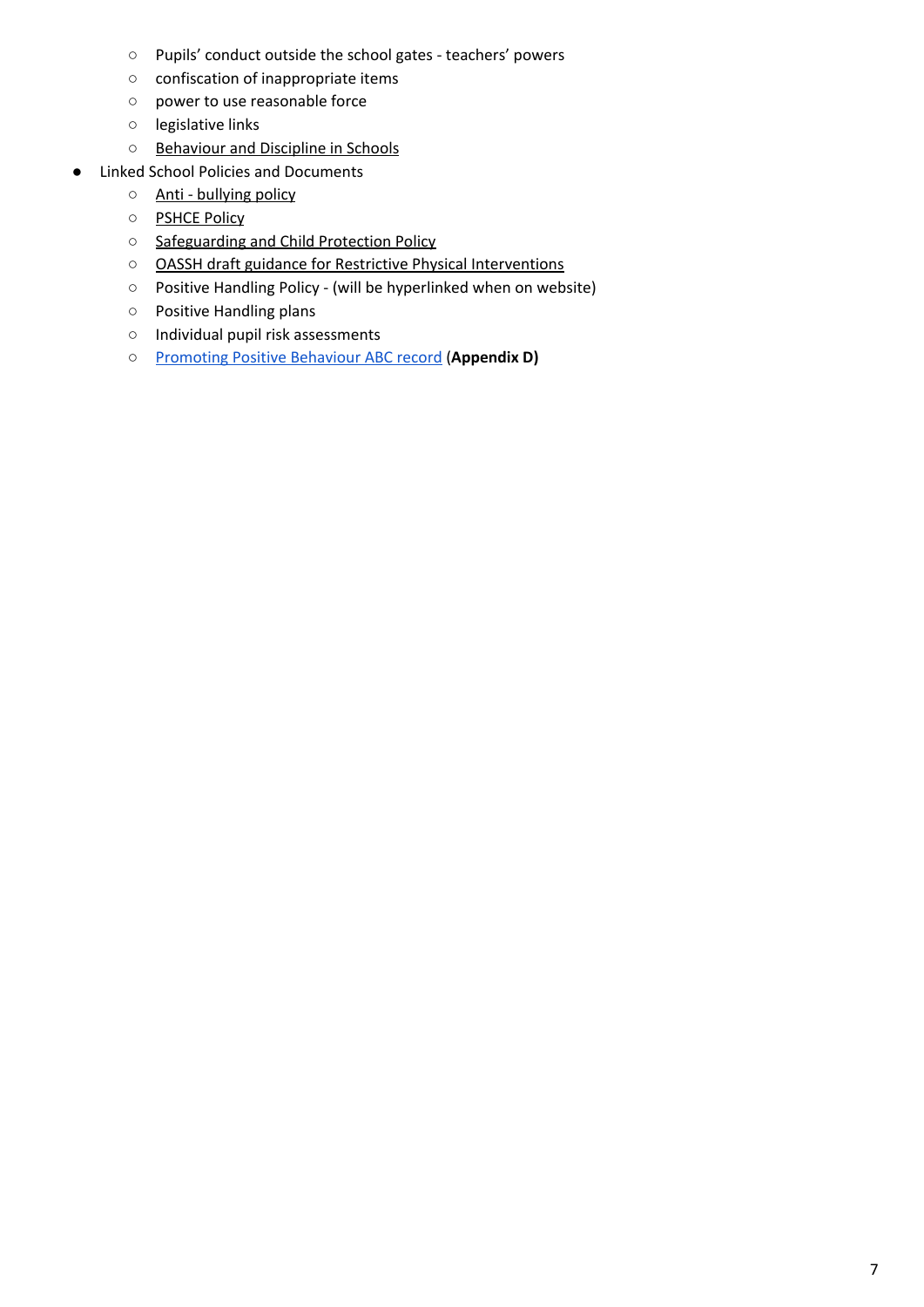- Pupils' conduct outside the school gates - teachers' powers
    - confiscation of inappropriate items
    - power to use reasonable force
    - legislative links
    - Behaviour and Discipline in Schools
- Linked School Policies and Documents
    - Anti - bullying policy
    - PSHCE Policy
    - Safeguarding and Child Protection Policy
    - OASSH draft guidance for Restrictive Physical Interventions
    - Positive Handling Policy - (will be hyperlinked when on website)
    - Positive Handling plans
    - Individual pupil risk assessments
    - Promoting Positive Behaviour ABC record (**Appendix D)**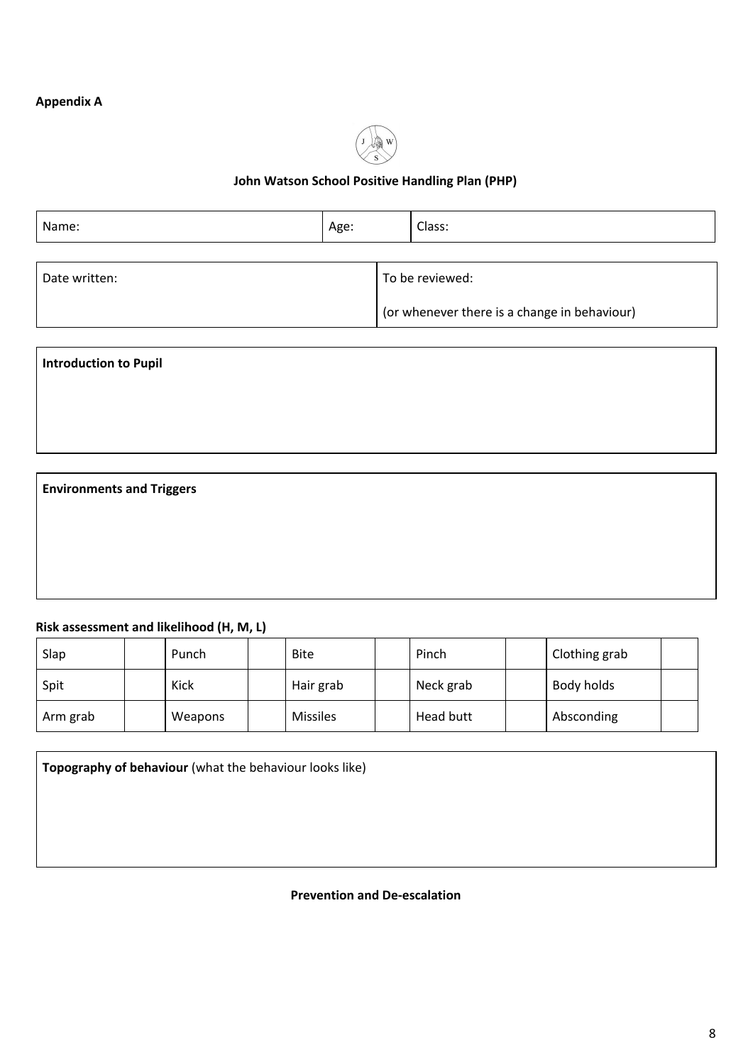**Appendix A**

**John Watson School Positive Handling Plan (PHP)**

| Name: | Age: | Class: |
|---|---|---|

| Date written: | To be reviewed: (or whenever there is a change in behaviour) |
|---|---|

| **Introduction to Pupil** |
|---|
| |

| **Environments and Triggers** |
|---|
| |

**Risk assessment and likelihood (H, M, L)**

| Slap | | Punch | | Bite | | Pinch | | Clothing grab | |
|---|---|---|---|---|---|---|---|---|---|
| Spit | | Kick | | Hair grab | | Neck grab | | Body holds | |
| Arm grab | | Weapons | | Missiles | | Head butt | | Absconding | |

| **Topography of behaviour** (what the behaviour looks like) |
|---|
| |

**Prevention and De-escalation**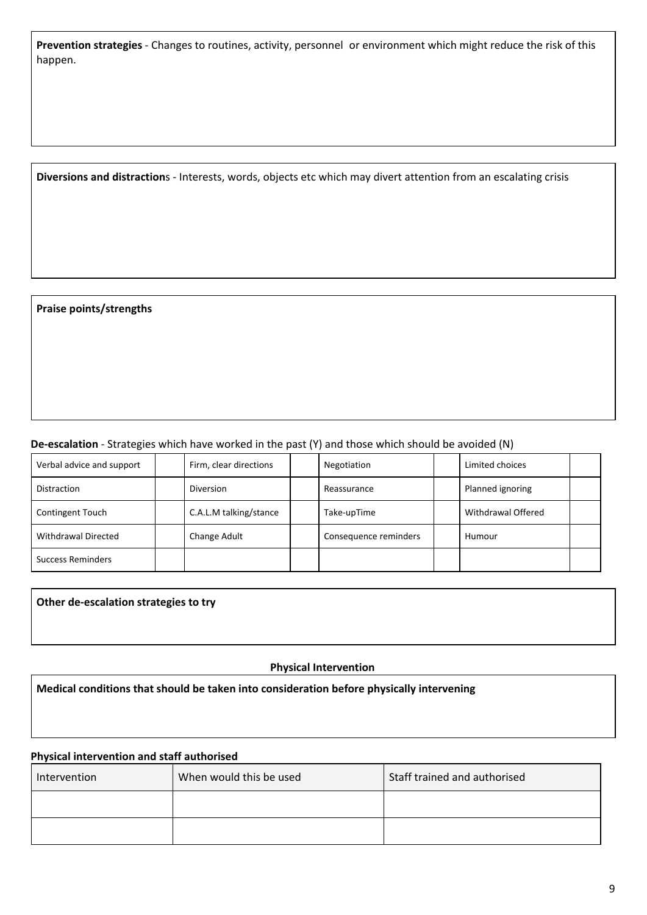**Prevention strategies** - Changes to routines, activity, personnel  or environment which might reduce the risk of this happen.

**Diversions and distraction**s - Interests, words, objects etc which may divert attention from an escalating crisis

**Praise points/strengths**

**De-escalation** - Strategies which have worked in the past (Y) and those which should be avoided (N)

| Verbal advice and support | | Firm, clear directions | | Negotiation | | Limited choices | |
|---|---|---|---|---|---|---|---|
| Distraction | | Diversion | | Reassurance | | Planned ignoring | |
| Contingent Touch | | C.A.L.M talking/stance | | Take-upTime | | Withdrawal Offered | |
| Withdrawal Directed | | Change Adult | | Consequence reminders | | Humour | |
| Success Reminders | | | | | | | |

**Other de-escalation strategies to try**

**Physical Intervention**

**Medical conditions that should be taken into consideration before physically intervening**

**Physical intervention and staff authorised**

| Intervention | When would this be used | Staff trained and authorised |
|---|---|---|
| | | |
| | | |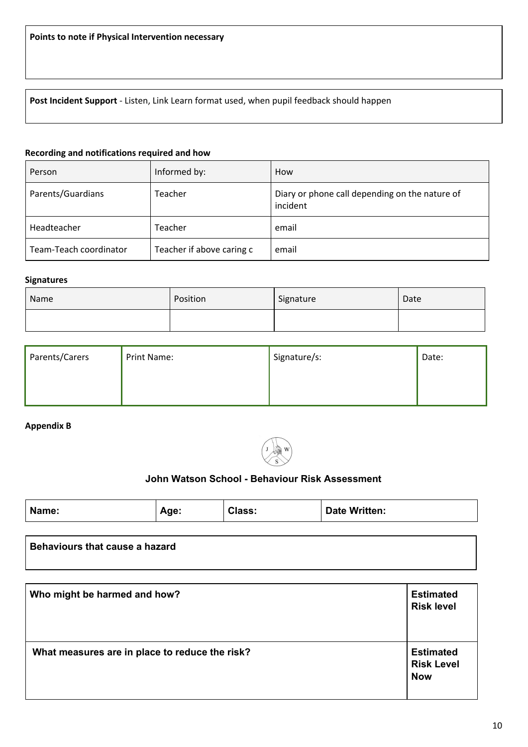| **Points to note if Physical Intervention necessary** |
| --- |
| |

| **Post Incident Support** - Listen, Link Learn format used, when pupil feedback should happen |
| --- |

**Recording and notifications required and how**

| Person | Informed by: | How |
| --- | --- | --- |
| Parents/Guardians | Teacher | Diary or phone call depending on the nature of incident |
| Headteacher | Teacher | email |
| Team-Teach coordinator | Teacher if above caring c | email |

**Signatures**

| Name | Position | Signature | Date |
| --- | --- | --- | --- |
| | | | |

| Parents/Carers | Print Name: | Signature/s: | Date: |
| --- | --- | --- | --- |

**Appendix B**

### John Watson School - Behaviour Risk Assessment

| **Name:** | **Age:** | **Class:** | **Date Written:** |
| --- | --- | --- | --- |

| **Behaviours that cause a hazard** |
| --- |

| **Who might be harmed and how?** | **Estimated Risk level** |
| --- | --- |
| **What measures are in place to reduce the risk?** | **Estimated Risk Level Now** |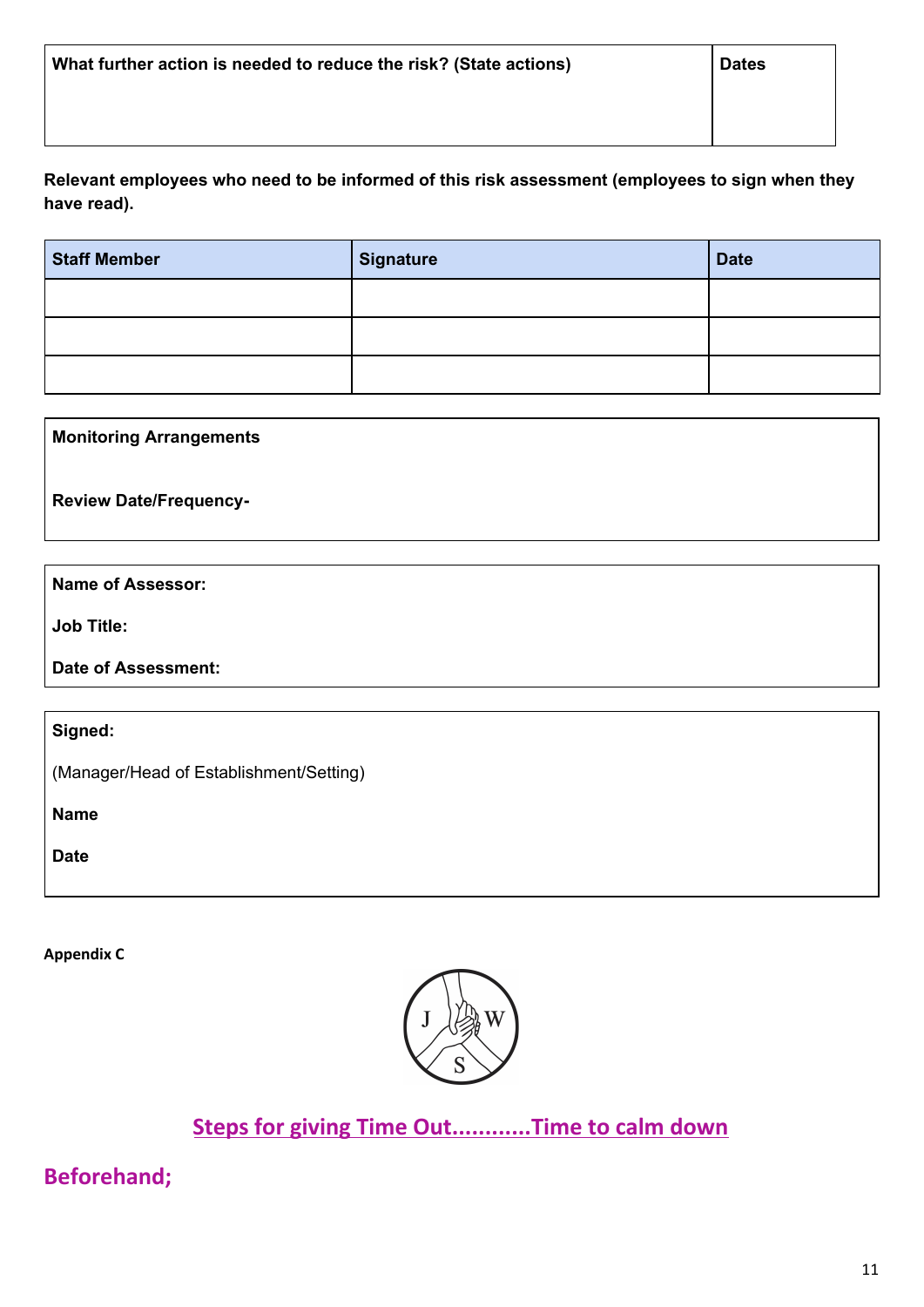| What further action is needed to reduce the risk? (State actions) | Dates |
|---|---|
| | |

**Relevant employees who need to be informed of this risk assessment (employees to sign when they have read).**

| Staff Member | Signature | Date |
|---|---|---|
| | | |
| | | |
| | | |

**Monitoring Arrangements**

**Review Date/Frequency-**

**Name of Assessor:**

**Job Title:**

**Date of Assessment:**

**Signed:**

(Manager/Head of Establishment/Setting)

**Name**

**Date**

**Appendix C**

## Steps for giving Time Out............Time to calm down

## Beforehand;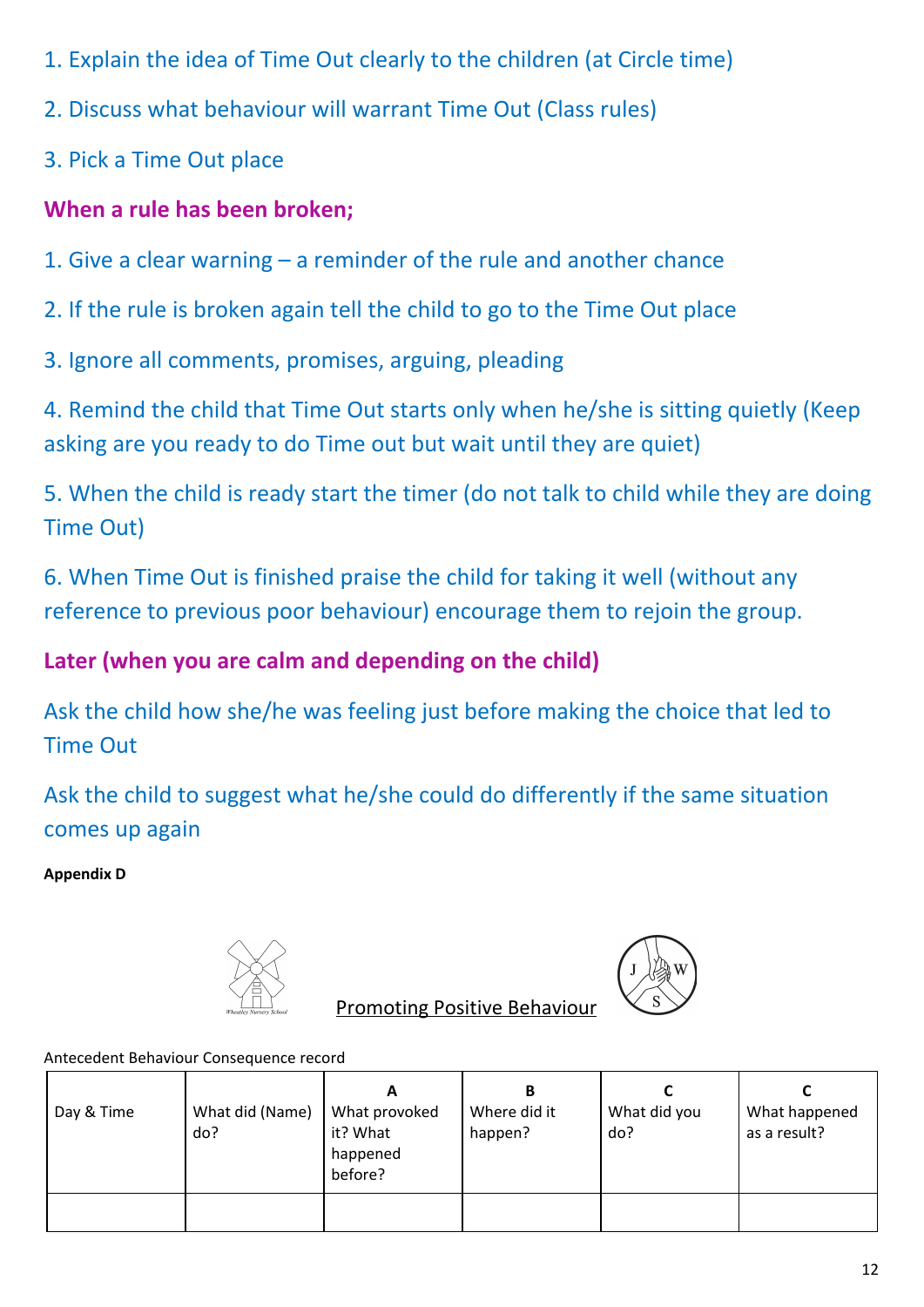1. Explain the idea of Time Out clearly to the children (at Circle time)

2. Discuss what behaviour will warrant Time Out (Class rules)

3. Pick a Time Out place

**When a rule has been broken;**

1. Give a clear warning – a reminder of the rule and another chance

2. If the rule is broken again tell the child to go to the Time Out place

3. Ignore all comments, promises, arguing, pleading

4. Remind the child that Time Out starts only when he/she is sitting quietly (Keep asking are you ready to do Time out but wait until they are quiet)

5. When the child is ready start the timer (do not talk to child while they are doing Time Out)

6. When Time Out is finished praise the child for taking it well (without any reference to previous poor behaviour) encourage them to rejoin the group.

**Later (when you are calm and depending on the child)**

Ask the child how she/he was feeling just before making the choice that led to Time Out

Ask the child to suggest what he/she could do differently if the same situation comes up again

**Appendix D**

Wheatley Nursery School

Promoting Positive Behaviour

JWS

Antecedent Behaviour Consequence record

| Day & Time | What did (Name) do? | A What provoked it? What happened before? | B Where did it happen? | C What did you do? | C What happened as a result? |
|---|---|---|---|---|---|
| | | | | | |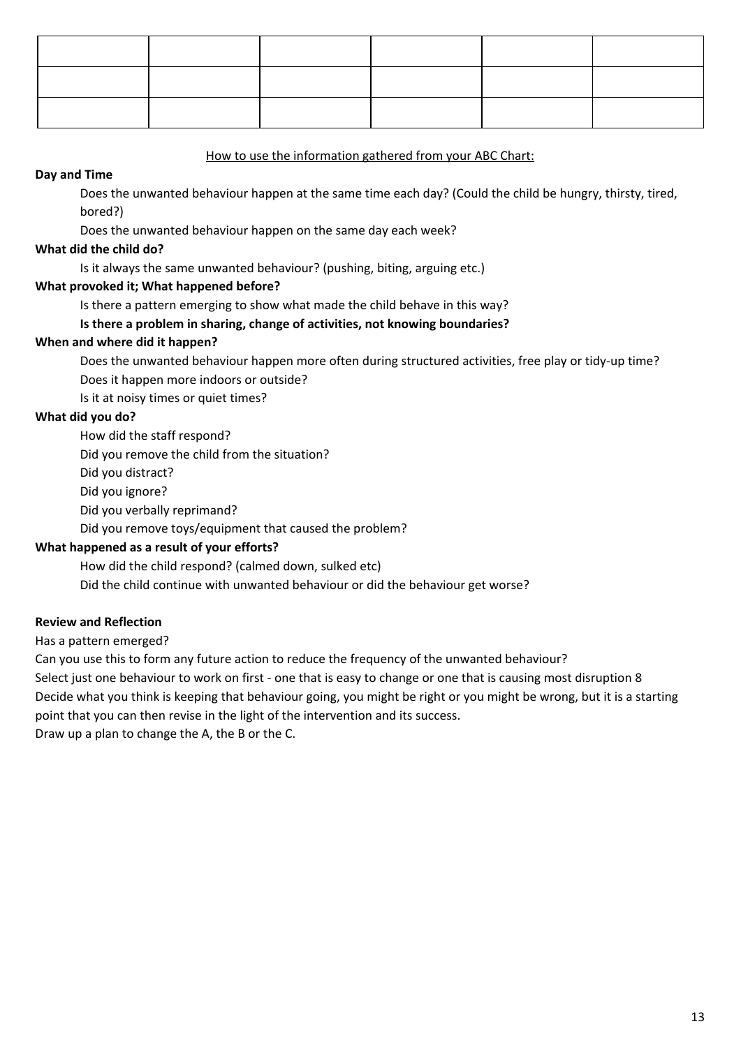| | | | | | |
|---|---|---|---|---|---|
| | | | | | |
| | | | | | |
| | | | | | |

How to use the information gathered from your ABC Chart:

**Day and Time**

Does the unwanted behaviour happen at the same time each day? (Could the child be hungry, thirsty, tired, bored?)

Does the unwanted behaviour happen on the same day each week?

**What did the child do?**

Is it always the same unwanted behaviour? (pushing, biting, arguing etc.)

**What provoked it; What happened before?**

Is there a pattern emerging to show what made the child behave in this way?

**Is there a problem in sharing, change of activities, not knowing boundaries?**

**When and where did it happen?**

Does the unwanted behaviour happen more often during structured activities, free play or tidy-up time?

Does it happen more indoors or outside?

Is it at noisy times or quiet times?

**What did you do?**

How did the staff respond?

Did you remove the child from the situation?

Did you distract?

Did you ignore?

Did you verbally reprimand?

Did you remove toys/equipment that caused the problem?

**What happened as a result of your efforts?**

How did the child respond? (calmed down, sulked etc)

Did the child continue with unwanted behaviour or did the behaviour get worse?

**Review and Reflection**

Has a pattern emerged?

Can you use this to form any future action to reduce the frequency of the unwanted behaviour?

Select just one behaviour to work on first - one that is easy to change or one that is causing most disruption 8

Decide what you think is keeping that behaviour going, you might be right or you might be wrong, but it is a starting point that you can then revise in the light of the intervention and its success.

Draw up a plan to change the A, the B or the C.